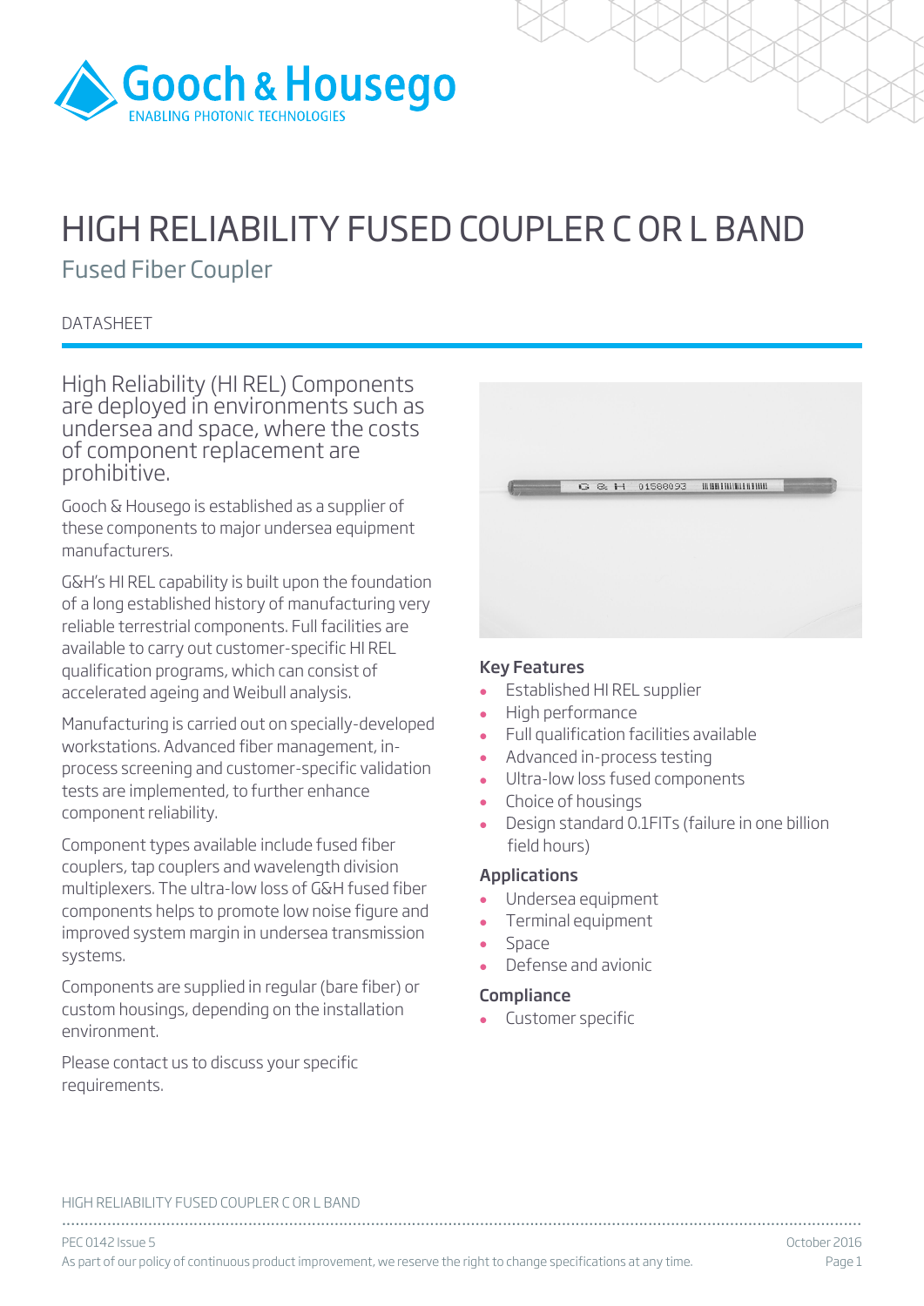Gooch & Housego
ENABLING PHOTONIC TECHNOLOGIES

# HIGH RELIABILITY FUSED COUPLER C OR L BAND

## Fused Fiber Coupler

DATASHEET

High Reliability (HI REL) Components are deployed in environments such as undersea and space, where the costs of component replacement are prohibitive.

Gooch & Housego is established as a supplier of these components to major undersea equipment manufacturers.

G&H's HI REL capability is built upon the foundation of a long established history of manufacturing very reliable terrestrial components. Full facilities are available to carry out customer-specific HI REL qualification programs, which can consist of accelerated ageing and Weibull analysis.

Manufacturing is carried out on specially-developed workstations. Advanced fiber management, in-process screening and customer-specific validation tests are implemented, to further enhance component reliability.

Component types available include fused fiber couplers, tap couplers and wavelength division multiplexers. The ultra-low loss of G&H fused fiber components helps to promote low noise figure and improved system margin in undersea transmission systems.

Components are supplied in regular (bare fiber) or custom housings, depending on the installation environment.

Please contact us to discuss your specific requirements.

### Key Features

- Established HI REL supplier
- High performance
- Full qualification facilities available
- Advanced in-process testing
- Ultra-low loss fused components
- Choice of housings
- Design standard 0.1FITs (failure in one billion field hours)

### Applications

- Undersea equipment
- Terminal equipment
- Space
- Defense and avionic

### Compliance

- Customer specific

PEC 0142 Issue 5 — October 2016

As part of our policy of continuous product improvement, we reserve the right to change specifications at any time.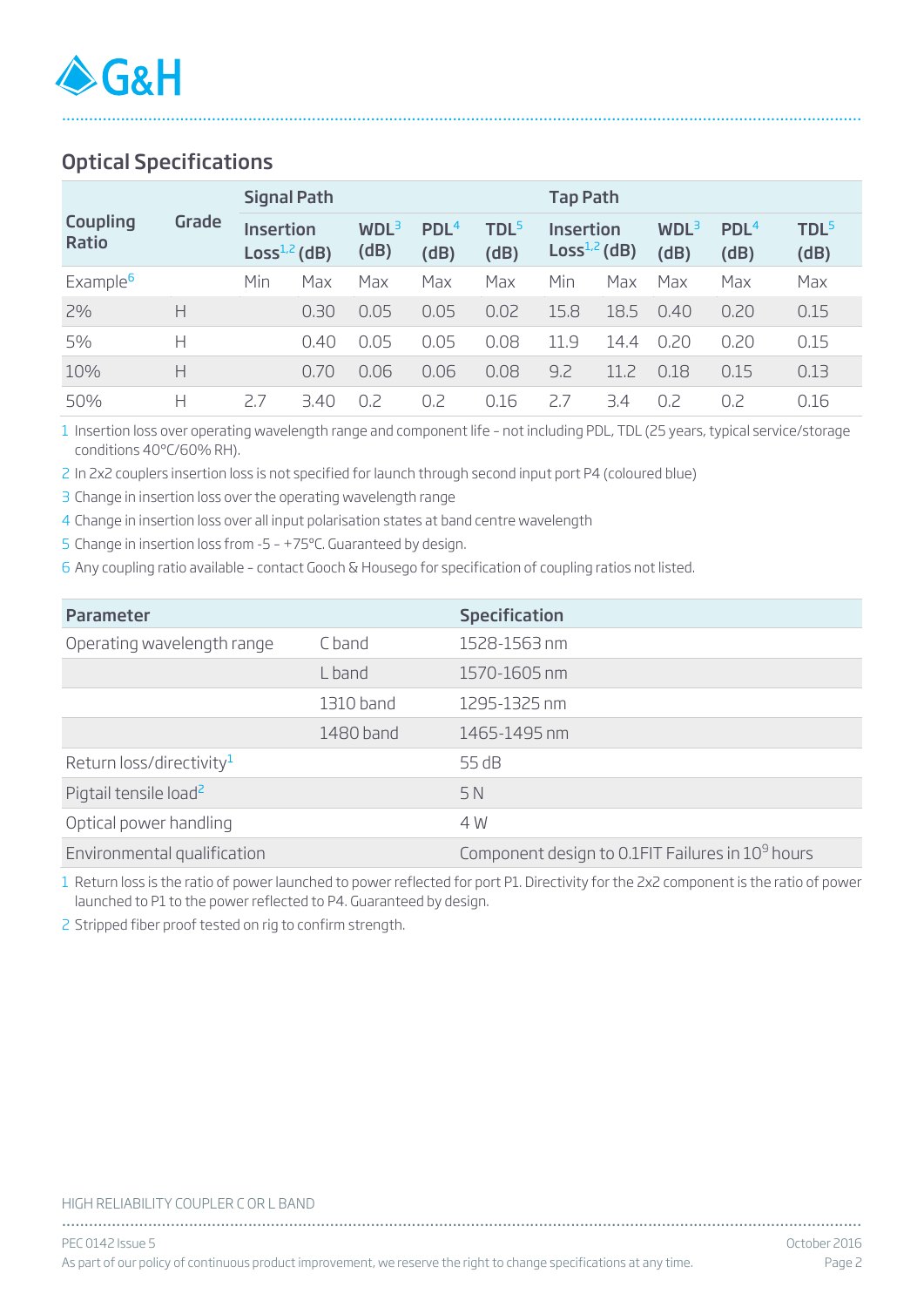## Optical Specifications

| Coupling Ratio | Grade | Signal Path | | | | | Tap Path | | | | |
|---|---|---|---|---|---|---|---|---|---|---|---|
| | | Insertion Loss[1,2] (dB) | | WDL[3] (dB) | PDL[4] (dB) | TDL[5] (dB) | Insertion Loss[1,2] (dB) | | WDL[3] (dB) | PDL[4] (dB) | TDL[5] (dB) |
| Example[6] | | Min | Max | Max | Max | Max | Min | Max | Max | Max | Max |
| 2% | H | | 0.30 | 0.05 | 0.05 | 0.02 | 15.8 | 18.5 | 0.40 | 0.20 | 0.15 |
| 5% | H | | 0.40 | 0.05 | 0.05 | 0.08 | 11.9 | 14.4 | 0.20 | 0.20 | 0.15 |
| 10% | H | | 0.70 | 0.06 | 0.06 | 0.08 | 9.2 | 11.2 | 0.18 | 0.15 | 0.13 |
| 50% | H | 2.7 | 3.40 | 0.2 | 0.2 | 0.16 | 2.7 | 3.4 | 0.2 | 0.2 | 0.16 |

1 Insertion loss over operating wavelength range and component life - not including PDL, TDL (25 years, typical service/storage conditions 40°C/60% RH).

2 In 2x2 couplers insertion loss is not specified for launch through second input port P4 (coloured blue)

3 Change in insertion loss over the operating wavelength range

4 Change in insertion loss over all input polarisation states at band centre wavelength

5 Change in insertion loss from -5 – +75°C. Guaranteed by design.

6 Any coupling ratio available - contact Gooch & Housego for specification of coupling ratios not listed.

| Parameter | | Specification |
|---|---|---|
| Operating wavelength range | C band | 1528-1563 nm |
| | L band | 1570-1605 nm |
| | 1310 band | 1295-1325 nm |
| | 1480 band | 1465-1495 nm |
| Return loss/directivity[1] | | 55 dB |
| Pigtail tensile load[2] | | 5 N |
| Optical power handling | | 4 W |
| Environmental qualification | | Component design to 0.1FIT Failures in $10^9$ hours |

1 Return loss is the ratio of power launched to power reflected for port P1. Directivity for the 2x2 component is the ratio of power launched to P1 to the power reflected to P4. Guaranteed by design.

2 Stripped fiber proof tested on rig to confirm strength.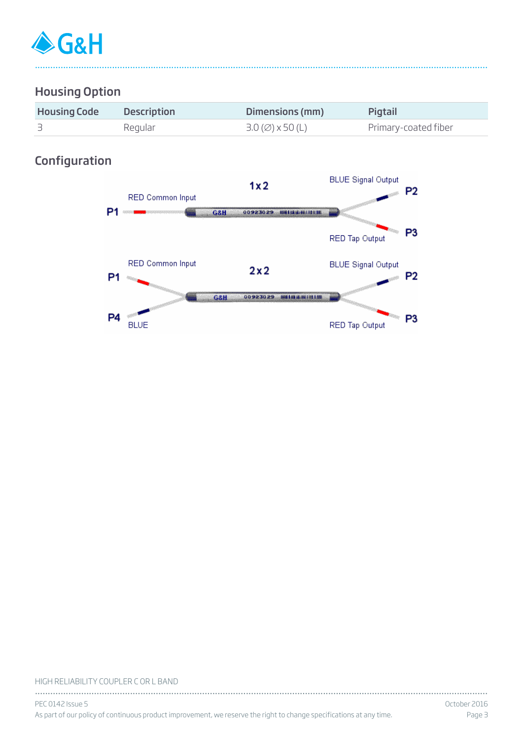## Housing Option

| Housing Code | Description | Dimensions (mm) | Pigtail |
|---|---|---|---|
| 3 | Regular | 3.0 (∅) x 50 (L) | Primary-coated fiber |

## Configuration

1x2

P1 — RED Common Input

P2 — BLUE Signal Output

P3 — RED Tap Output

2x2

P1 — RED Common Input

P4 — BLUE

P2 — BLUE Signal Output

P3 — RED Tap Output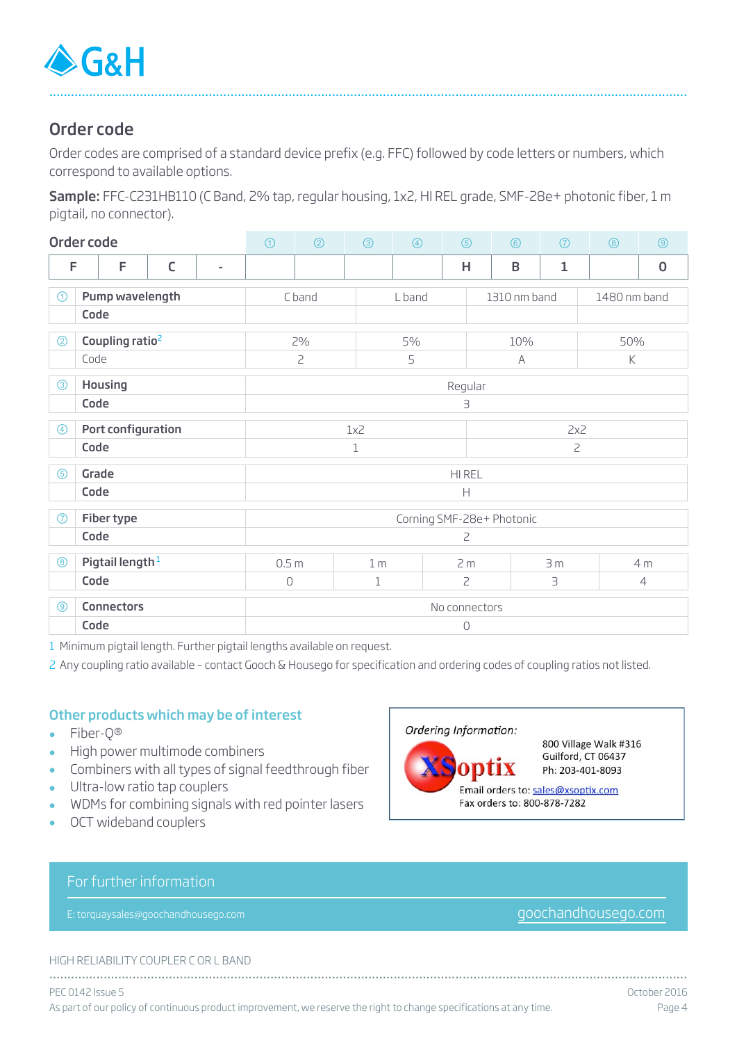## Order code

Order codes are comprised of a standard device prefix (e.g. FFC) followed by code letters or numbers, which correspond to available options.

**Sample:** FFC-C231HB110 (C Band, 2% tap, regular housing, 1x2, HI REL grade, SMF-28e+ photonic fiber, 1 m pigtail, no connector).

| Order code | | | | ① | ② | ③ | ④ | ⑤ | ⑥ | ⑦ | ⑧ | ⑨ |
|---|---|---|---|---|---|---|---|---|---|---|---|---|
| F | F | C | - | | | | | H | B | 1 | | 0 |

| | | | | | | |
|---|---|---|---|---|---|---|
| ① | **Pump wavelength** | C band | L band | 1310 nm band | 1480 nm band | |
| | **Code** | | | | | |
| ② | **Coupling ratio**[2] | 2% | 5% | 10% | 50% | |
| | Code | 2 | 5 | A | K | |
| ③ | **Housing** | Regular | | | | |
| | **Code** | 3 | | | | |
| ④ | **Port configuration** | 1x2 | | 2x2 | | |
| | **Code** | 1 | | 2 | | |
| ⑤ | **Grade** | HI REL | | | | |
| | **Code** | H | | | | |
| ⑦ | **Fiber type** | Corning SMF-28e+ Photonic | | | | |
| | **Code** | 2 | | | | |
| ⑧ | **Pigtail length**[1] | 0.5 m | 1 m | 2 m | 3 m | 4 m |
| | **Code** | 0 | 1 | 2 | 3 | 4 |
| ⑨ | **Connectors** | No connectors | | | | |
| | **Code** | 0 | | | | |

1 Minimum pigtail length. Further pigtail lengths available on request.

2 Any coupling ratio available - contact Gooch & Housego for specification and ordering codes of coupling ratios not listed.

### Other products which may be of interest

- Fiber-Q®
- High power multimode combiners
- Combiners with all types of signal feedthrough fiber
- Ultra-low ratio tap couplers
- WDMs for combining signals with red pointer lasers
- OCT wideband couplers

*Ordering Information:*

XSoptix

800 Village Walk #316
Guilford, CT 06437
Ph: 203-401-8093

Email orders to: sales@xsoptix.com
Fax orders to: 800-878-7282

### For further information

E: torquaysales@goochandhousego.com

goochandhousego.com

HIGH RELIABILITY COUPLER C OR L BAND

PEC 0142 Issue 5

October 2016

As part of our policy of continuous product improvement, we reserve the right to change specifications at any time.